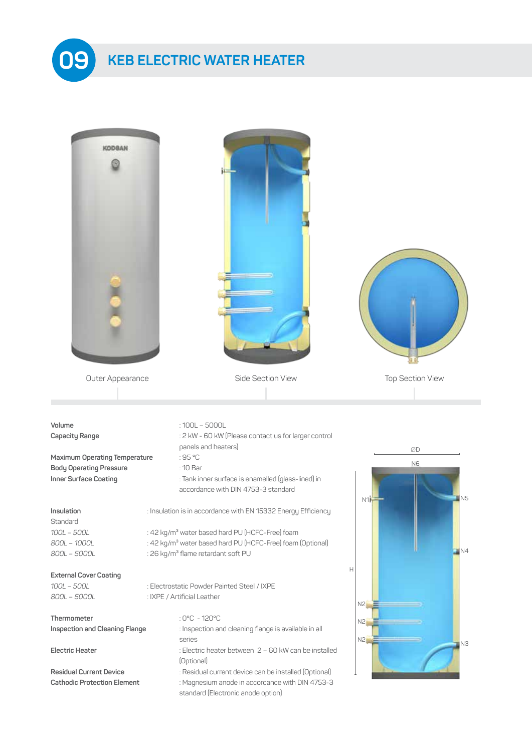# 09 KEB ELECTRIC WATER HEATER

Outer Appearance

Side Section View

Top Section View

| | |
|---|---|
| **Volume** | : 100L – 5000L |
| **Capacity Range** | : 2 kW - 60 kW (Please contact us for larger control panels and heaters) |
| **Maximum Operating Temperature** | : 95 °C |
| **Body Operating Pressure** | : 10 Bar |
| **Inner Surface Coating** | : Tank inner surface is enamelled (glass-lined) in accordance with DIN 4753-3 standard |

| | |
|---|---|
| **Insulation** | : Insulation is in accordance with EN 15332 Energy Efficiency Standard |
| *100L – 500L* | : 42 kg/m³ water based hard PU (HCFC-Free) foam |
| *800L – 1000L* | : 42 kg/m³ water based hard PU (HCFC-Free) foam (Optional) |
| *800L – 5000L* | : 26 kg/m³ flame retardant soft PU |

| | |
|---|---|
| **External Cover Coating** | |
| *100L – 500L* | : Electrostatic Powder Painted Steel / IXPE |
| *800L – 5000L* | : IXPE / Artificial Leather |

| | |
|---|---|
| **Thermometer** | : 0°C - 120°C |
| **Inspection and Cleaning Flange** | : Inspection and cleaning flange is available in all series |
| **Electric Heater** | : Electric heater between 2 – 60 kW can be installed (Optional) |
| **Residual Current Device** | : Residual current device can be installed (Optional) |
| **Cathodic Protection Element** | : Magnesium anode in accordance with DIN 4753-3 standard (Electronic anode option) |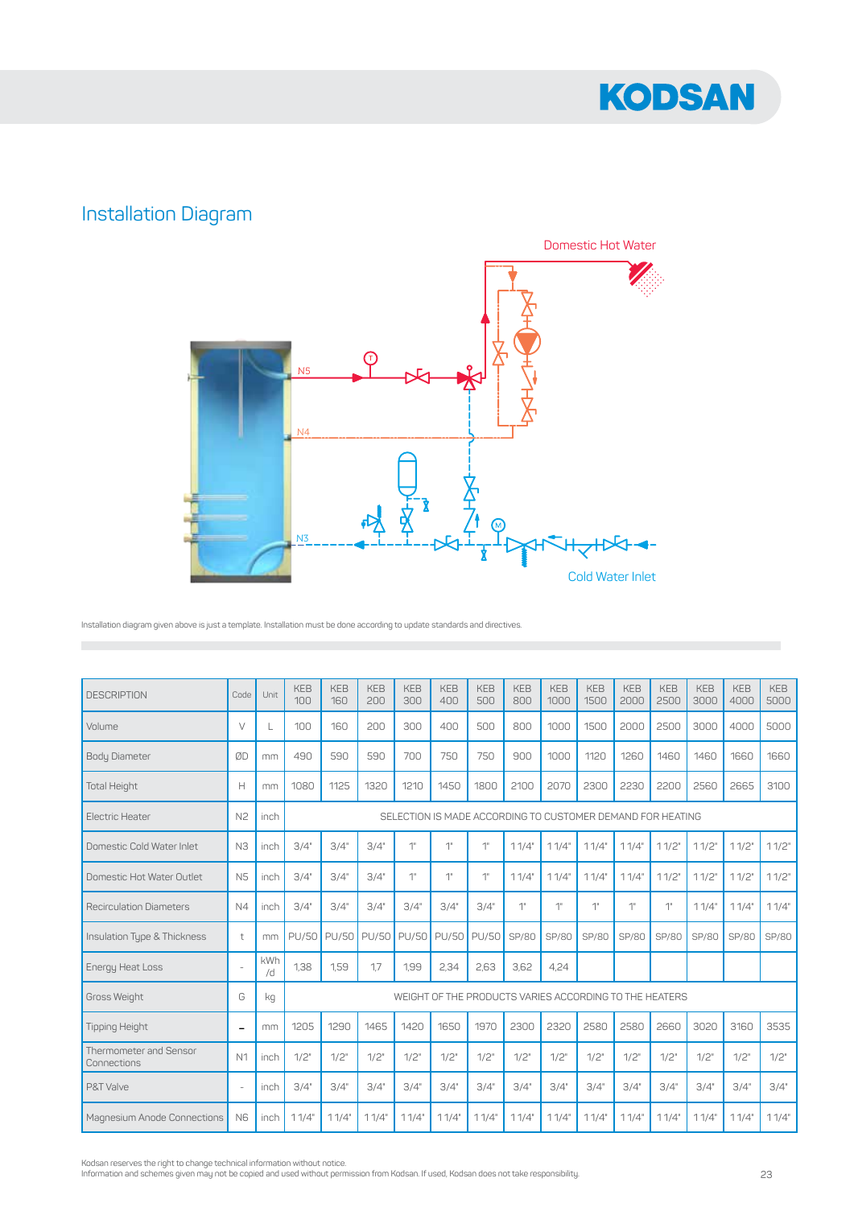## Installation Diagram

Domestic Hot Water

N5

N4

N3

Cold Water Inlet

Installation diagram given above is just a template. Installation must be done according to update standards and directives.

| DESCRIPTION | Code | Unit | KEB 100 | KEB 160 | KEB 200 | KEB 300 | KEB 400 | KEB 500 | KEB 800 | KEB 1000 | KEB 1500 | KEB 2000 | KEB 2500 | KEB 3000 | KEB 4000 | KEB 5000 |
|---|---|---|---|---|---|---|---|---|---|---|---|---|---|---|---|---|
| Volume | V | L | 100 | 160 | 200 | 300 | 400 | 500 | 800 | 1000 | 1500 | 2000 | 2500 | 3000 | 4000 | 5000 |
| Body Diameter | ØD | mm | 490 | 590 | 590 | 700 | 750 | 750 | 900 | 1000 | 1120 | 1260 | 1460 | 1460 | 1660 | 1660 |
| Total Height | H | mm | 1080 | 1125 | 1320 | 1210 | 1450 | 1800 | 2100 | 2070 | 2300 | 2230 | 2200 | 2560 | 2665 | 3100 |
| Electric Heater | N2 | inch | SELECTION IS MADE ACCORDING TO CUSTOMER DEMAND FOR HEATING | | | | | | | | | | | | | |
| Domestic Cold Water Inlet | N3 | inch | 3/4" | 3/4" | 3/4" | 1" | 1" | 1" | 1 1/4" | 1 1/4" | 1 1/4" | 1 1/4" | 1 1/2" | 1 1/2" | 1 1/2" | 1 1/2" |
| Domestic Hot Water Outlet | N5 | inch | 3/4" | 3/4" | 3/4" | 1" | 1" | 1" | 1 1/4" | 1 1/4" | 1 1/4" | 1 1/4" | 1 1/2" | 1 1/2" | 1 1/2" | 1 1/2" |
| Recirculation Diameters | N4 | inch | 3/4" | 3/4" | 3/4" | 3/4" | 3/4" | 3/4" | 1" | 1" | 1" | 1" | 1" | 1 1/4" | 1 1/4" | 1 1/4" |
| Insulation Type & Thickness | t | mm | PU/50 | PU/50 | PU/50 | PU/50 | PU/50 | PU/50 | SP/80 | SP/80 | SP/80 | SP/80 | SP/80 | SP/80 | SP/80 | SP/80 |
| Energy Heat Loss | - | kWh /d | 1,38 | 1,59 | 1,7 | 1,99 | 2,34 | 2,63 | 3,62 | 4,24 | | | | | | |
| Gross Weight | G | kg | WEIGHT OF THE PRODUCTS VARIES ACCORDING TO THE HEATERS | | | | | | | | | | | | | |
| Tipping Height | – | mm | 1205 | 1290 | 1465 | 1420 | 1650 | 1970 | 2300 | 2320 | 2580 | 2580 | 2660 | 3020 | 3160 | 3535 |
| Thermometer and Sensor Connections | N1 | inch | 1/2" | 1/2" | 1/2" | 1/2" | 1/2" | 1/2" | 1/2" | 1/2" | 1/2" | 1/2" | 1/2" | 1/2" | 1/2" | 1/2" |
| P&T Valve | - | inch | 3/4" | 3/4" | 3/4" | 3/4" | 3/4" | 3/4" | 3/4" | 3/4" | 3/4" | 3/4" | 3/4" | 3/4" | 3/4" | 3/4" |
| Magnesium Anode Connections | N6 | inch | 1 1/4" | 1 1/4" | 1 1/4" | 1 1/4" | 1 1/4" | 1 1/4" | 1 1/4" | 1 1/4" | 1 1/4" | 1 1/4" | 1 1/4" | 1 1/4" | 1 1/4" | 1 1/4" |

Kodsan reserves the right to change technical information without notice.
Information and schemes given may not be copied and used without permission from Kodsan. If used, Kodsan does not take responsibility.